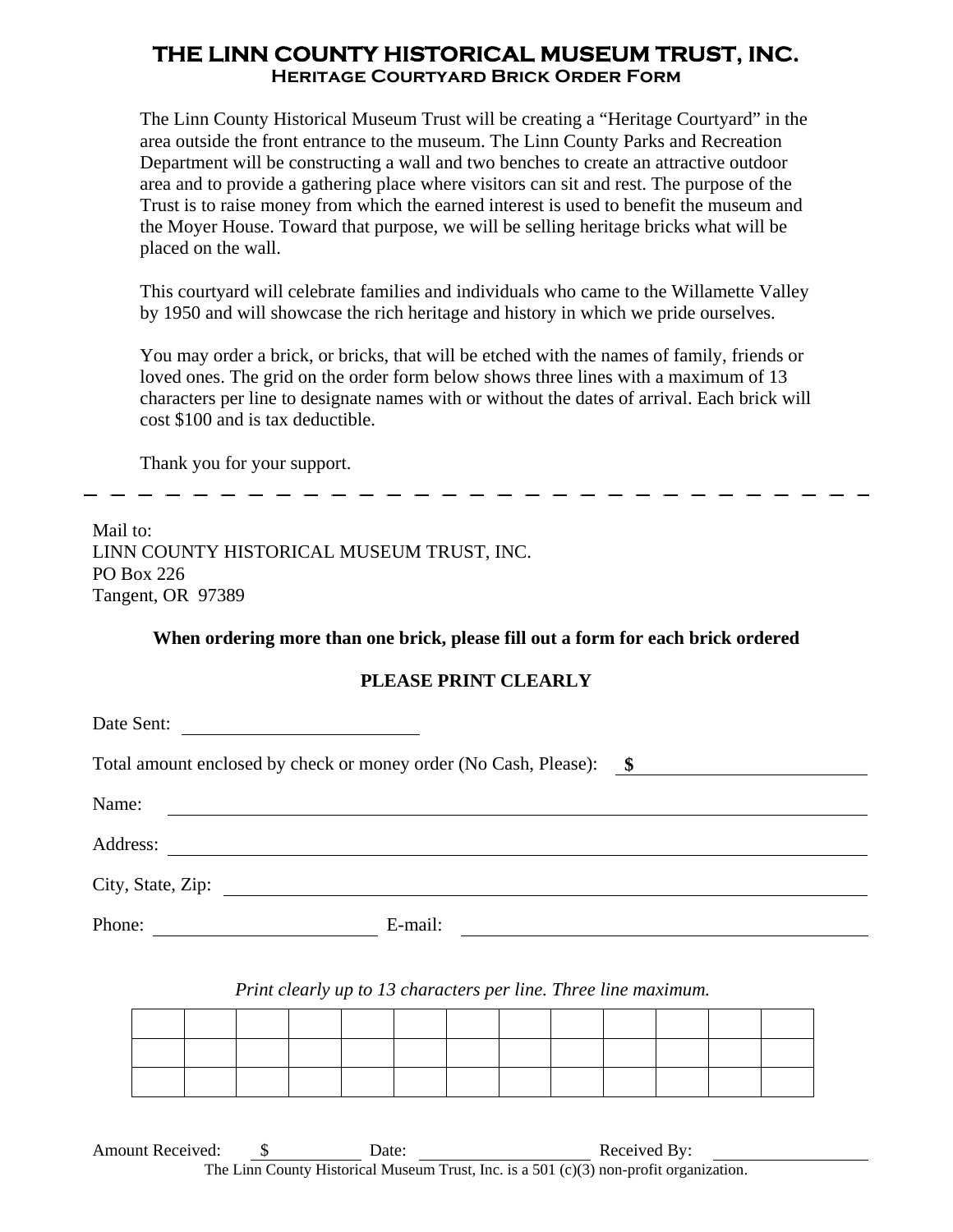# THE LINN COUNTY HISTORICAL MUSEUM TRUST, INC.

## Heritage Courtyard Brick Order Form

The Linn County Historical Museum Trust will be creating a “Heritage Courtyard” in the area outside the front entrance to the museum. The Linn County Parks and Recreation Department will be constructing a wall and two benches to create an attractive outdoor area and to provide a gathering place where visitors can sit and rest. The purpose of the Trust is to raise money from which the earned interest is used to benefit the museum and the Moyer House. Toward that purpose, we will be selling heritage bricks what will be placed on the wall.

This courtyard will celebrate families and individuals who came to the Willamette Valley by 1950 and will showcase the rich heritage and history in which we pride ourselves.

You may order a brick, or bricks, that will be etched with the names of family, friends or loved ones. The grid on the order form below shows three lines with a maximum of 13 characters per line to designate names with or without the dates of arrival. Each brick will cost $100 and is tax deductible.

Thank you for your support.

---

Mail to:
LINN COUNTY HISTORICAL MUSEUM TRUST, INC.
PO Box 226
Tangent, OR 97389

**When ordering more than one brick, please fill out a form for each brick ordered**

**PLEASE PRINT CLEARLY**

Date Sent: ____________________

Total amount enclosed by check or money order (No Cash, Please): **$** ____________________

Name: ____________________

Address: ____________________

City, State, Zip: ____________________

Phone: ____________________ E-mail: ____________________

*Print clearly up to 13 characters per line. Three line maximum.*

| | | | | | | | | | | | | |
|---|---|---|---|---|---|---|---|---|---|---|---|---|
| | | | | | | | | | | | | |
| | | | | | | | | | | | | |
| | | | | | | | | | | | | |

Amount Received: $ __________ Date: __________ Received By: __________

The Linn County Historical Museum Trust, Inc. is a 501 (c)(3) non-profit organization.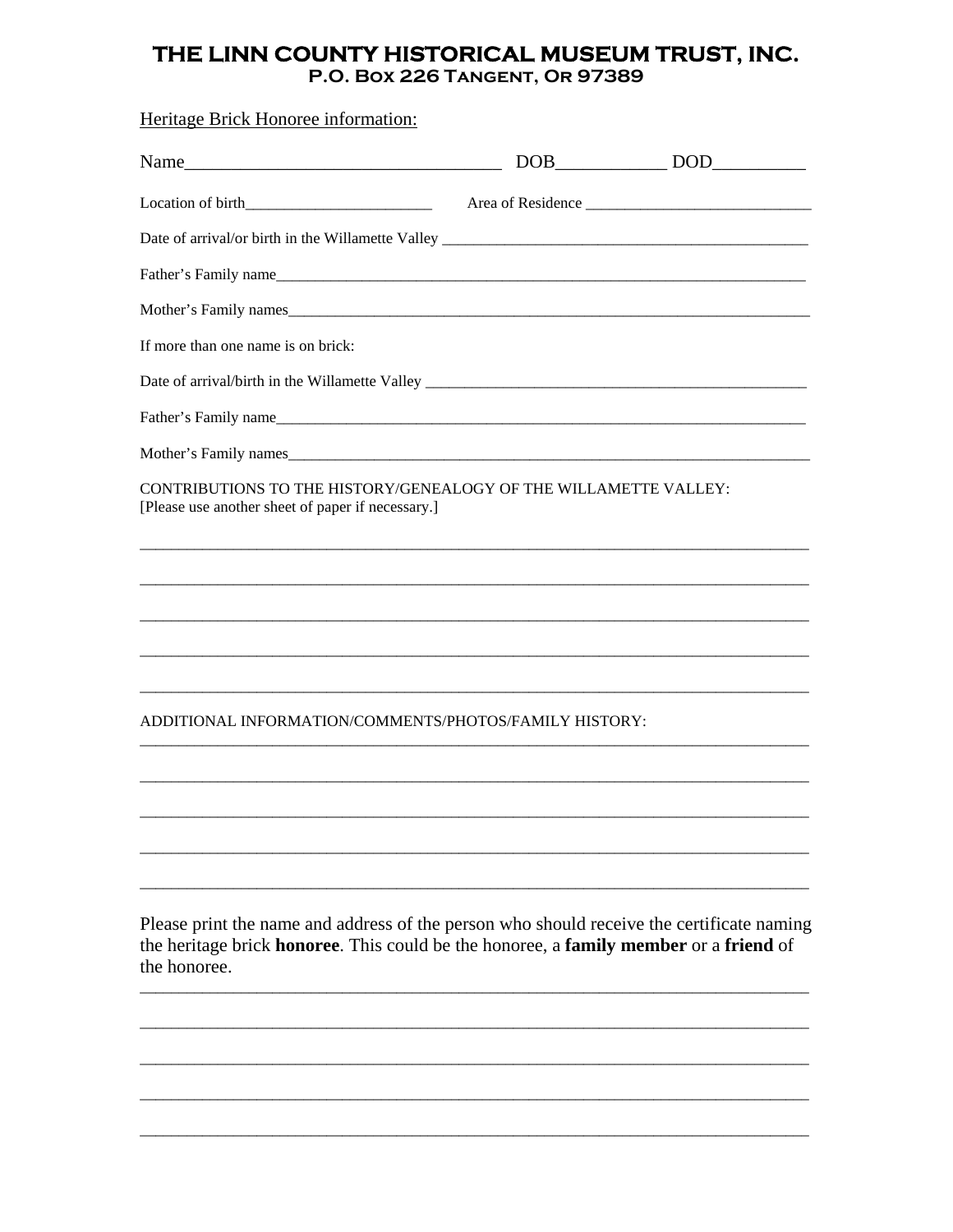# THE LINN COUNTY HISTORICAL MUSEUM TRUST, INC.

**P.O. Box 226 Tangent, Or 97389**

Heritage Brick Honoree information:

Name_________________________________ DOB___________ DOD_________

Location of birth_______________________ Area of Residence ____________________________

Date of arrival/or birth in the Willamette Valley ______________________________________________

Father's Family name______________________________________________________________________

Mother's Family names_____________________________________________________________________

If more than one name is on brick:

Date of arrival/birth in the Willamette Valley _________________________________________________

Father's Family name______________________________________________________________________

Mother's Family names_____________________________________________________________________

CONTRIBUTIONS TO THE HISTORY/GENEALOGY OF THE WILLAMETTE VALLEY:
[Please use another sheet of paper if necessary.]

______________________________________________________________________________

______________________________________________________________________________

______________________________________________________________________________

______________________________________________________________________________

______________________________________________________________________________

ADDITIONAL INFORMATION/COMMENTS/PHOTOS/FAMILY HISTORY:

______________________________________________________________________________

______________________________________________________________________________

______________________________________________________________________________

______________________________________________________________________________

______________________________________________________________________________

Please print the name and address of the person who should receive the certificate naming the heritage brick **honoree**. This could be the honoree, a **family member** or a **friend** of the honoree.

______________________________________________________________________________

______________________________________________________________________________

______________________________________________________________________________

______________________________________________________________________________

______________________________________________________________________________